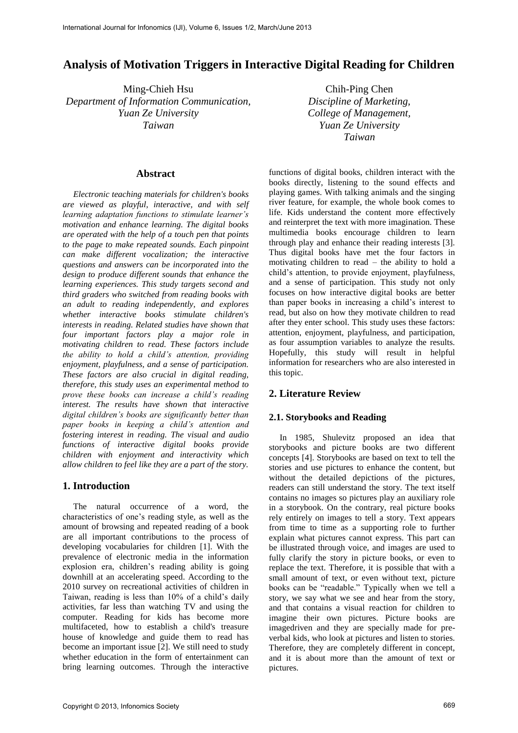# Analysis of Motivation Triggers in Interactive Digital Reading for Children

Ming-Chieh Hsu
*Department of Information Communication,*
*Yuan Ze University*
*Taiwan*

Chih-Ping Chen
*Discipline of Marketing,*
*College of Management,*
*Yuan Ze University*
*Taiwan*

## Abstract

*Electronic teaching materials for children's books are viewed as playful, interactive, and with self learning adaptation functions to stimulate learner's motivation and enhance learning. The digital books are operated with the help of a touch pen that points to the page to make repeated sounds. Each pinpoint can make different vocalization; the interactive questions and answers can be incorporated into the design to produce different sounds that enhance the learning experiences. This study targets second and third graders who switched from reading books with an adult to reading independently, and explores whether interactive books stimulate children's interests in reading. Related studies have shown that four important factors play a major role in motivating children to read. These factors include the ability to hold a child's attention, providing enjoyment, playfulness, and a sense of participation. These factors are also crucial in digital reading, therefore, this study uses an experimental method to prove these books can increase a child's reading interest. The results have shown that interactive digital children's books are significantly better than paper books in keeping a child's attention and fostering interest in reading. The visual and audio functions of interactive digital books provide children with enjoyment and interactivity which allow children to feel like they are a part of the story.*

## 1. Introduction

The natural occurrence of a word, the characteristics of one's reading style, as well as the amount of browsing and repeated reading of a book are all important contributions to the process of developing vocabularies for children [1]. With the prevalence of electronic media in the information explosion era, children's reading ability is going downhill at an accelerating speed. According to the 2010 survey on recreational activities of children in Taiwan, reading is less than 10% of a child's daily activities, far less than watching TV and using the computer. Reading for kids has become more multifaceted, how to establish a child's treasure house of knowledge and guide them to read has become an important issue [2]. We still need to study whether education in the form of entertainment can bring learning outcomes. Through the interactive functions of digital books, children interact with the books directly, listening to the sound effects and playing games. With talking animals and the singing river feature, for example, the whole book comes to life. Kids understand the content more effectively and reinterpret the text with more imagination. These multimedia books encourage children to learn through play and enhance their reading interests [3]. Thus digital books have met the four factors in motivating children to read – the ability to hold a child's attention, to provide enjoyment, playfulness, and a sense of participation. This study not only focuses on how interactive digital books are better than paper books in increasing a child's interest to read, but also on how they motivate children to read after they enter school. This study uses these factors: attention, enjoyment, playfulness, and participation, as four assumption variables to analyze the results. Hopefully, this study will result in helpful information for researchers who are also interested in this topic.

## 2. Literature Review

### 2.1. Storybooks and Reading

In 1985, Shulevitz proposed an idea that storybooks and picture books are two different concepts [4]. Storybooks are based on text to tell the stories and use pictures to enhance the content, but without the detailed depictions of the pictures, readers can still understand the story. The text itself contains no images so pictures play an auxiliary role in a storybook. On the contrary, real picture books rely entirely on images to tell a story. Text appears from time to time as a supporting role to further explain what pictures cannot express. This part can be illustrated through voice, and images are used to fully clarify the story in picture books, or even to replace the text. Therefore, it is possible that with a small amount of text, or even without text, picture books can be "readable." Typically when we tell a story, we say what we see and hear from the story, and that contains a visual reaction for children to imagine their own pictures. Picture books are imagedriven and they are specially made for pre-verbal kids, who look at pictures and listen to stories. Therefore, they are completely different in concept, and it is about more than the amount of text or pictures.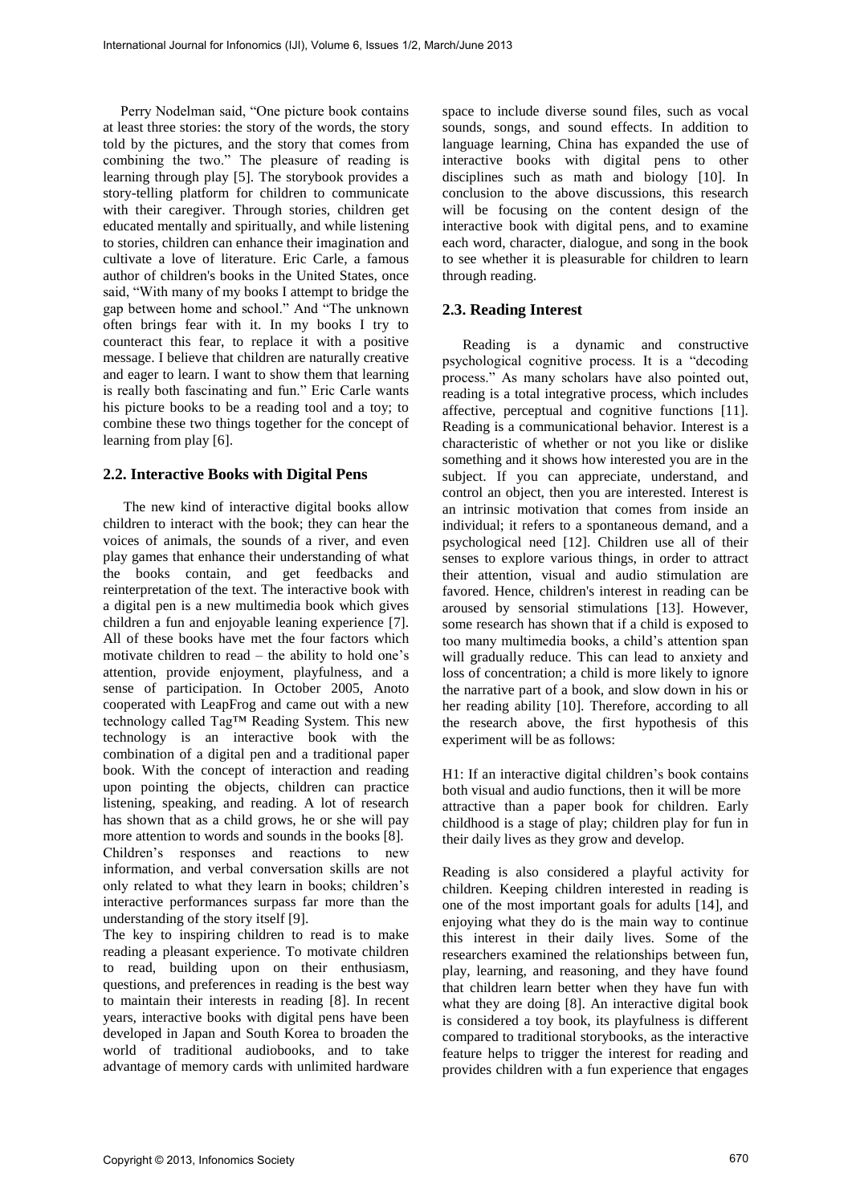Perry Nodelman said, “One picture book contains at least three stories: the story of the words, the story told by the pictures, and the story that comes from combining the two.” The pleasure of reading is learning through play [5]. The storybook provides a story-telling platform for children to communicate with their caregiver. Through stories, children get educated mentally and spiritually, and while listening to stories, children can enhance their imagination and cultivate a love of literature. Eric Carle, a famous author of children's books in the United States, once said, “With many of my books I attempt to bridge the gap between home and school.” And “The unknown often brings fear with it. In my books I try to counteract this fear, to replace it with a positive message. I believe that children are naturally creative and eager to learn. I want to show them that learning is really both fascinating and fun.” Eric Carle wants his picture books to be a reading tool and a toy; to combine these two things together for the concept of learning from play [6].

## 2.2. Interactive Books with Digital Pens

The new kind of interactive digital books allow children to interact with the book; they can hear the voices of animals, the sounds of a river, and even play games that enhance their understanding of what the books contain, and get feedbacks and reinterpretation of the text. The interactive book with a digital pen is a new multimedia book which gives children a fun and enjoyable leaning experience [7]. All of these books have met the four factors which motivate children to read – the ability to hold one's attention, provide enjoyment, playfulness, and a sense of participation. In October 2005, Anoto cooperated with LeapFrog and came out with a new technology called Tag™ Reading System. This new technology is an interactive book with the combination of a digital pen and a traditional paper book. With the concept of interaction and reading upon pointing the objects, children can practice listening, speaking, and reading. A lot of research has shown that as a child grows, he or she will pay more attention to words and sounds in the books [8]. Children's responses and reactions to new information, and verbal conversation skills are not only related to what they learn in books; children's interactive performances surpass far more than the understanding of the story itself [9].

The key to inspiring children to read is to make reading a pleasant experience. To motivate children to read, building upon on their enthusiasm, questions, and preferences in reading is the best way to maintain their interests in reading [8]. In recent years, interactive books with digital pens have been developed in Japan and South Korea to broaden the world of traditional audiobooks, and to take advantage of memory cards with unlimited hardware space to include diverse sound files, such as vocal sounds, songs, and sound effects. In addition to language learning, China has expanded the use of interactive books with digital pens to other disciplines such as math and biology [10]. In conclusion to the above discussions, this research will be focusing on the content design of the interactive book with digital pens, and to examine each word, character, dialogue, and song in the book to see whether it is pleasurable for children to learn through reading.

## 2.3. Reading Interest

Reading is a dynamic and constructive psychological cognitive process. It is a “decoding process.” As many scholars have also pointed out, reading is a total integrative process, which includes affective, perceptual and cognitive functions [11]. Reading is a communicational behavior. Interest is a characteristic of whether or not you like or dislike something and it shows how interested you are in the subject. If you can appreciate, understand, and control an object, then you are interested. Interest is an intrinsic motivation that comes from inside an individual; it refers to a spontaneous demand, and a psychological need [12]. Children use all of their senses to explore various things, in order to attract their attention, visual and audio stimulation are favored. Hence, children's interest in reading can be aroused by sensorial stimulations [13]. However, some research has shown that if a child is exposed to too many multimedia books, a child's attention span will gradually reduce. This can lead to anxiety and loss of concentration; a child is more likely to ignore the narrative part of a book, and slow down in his or her reading ability [10]. Therefore, according to all the research above, the first hypothesis of this experiment will be as follows:

H1: If an interactive digital children's book contains both visual and audio functions, then it will be more attractive than a paper book for children. Early childhood is a stage of play; children play for fun in their daily lives as they grow and develop.

Reading is also considered a playful activity for children. Keeping children interested in reading is one of the most important goals for adults [14], and enjoying what they do is the main way to continue this interest in their daily lives. Some of the researchers examined the relationships between fun, play, learning, and reasoning, and they have found that children learn better when they have fun with what they are doing [8]. An interactive digital book is considered a toy book, its playfulness is different compared to traditional storybooks, as the interactive feature helps to trigger the interest for reading and provides children with a fun experience that engages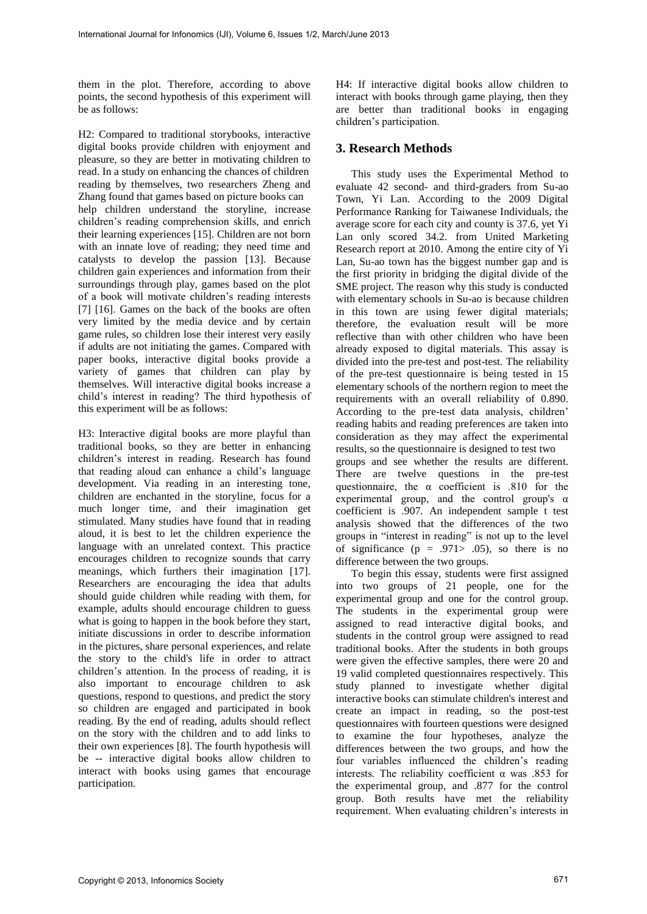them in the plot. Therefore, according to above points, the second hypothesis of this experiment will be as follows:

H2: Compared to traditional storybooks, interactive digital books provide children with enjoyment and pleasure, so they are better in motivating children to read. In a study on enhancing the chances of children reading by themselves, two researchers Zheng and Zhang found that games based on picture books can help children understand the storyline, increase children's reading comprehension skills, and enrich their learning experiences [15]. Children are not born with an innate love of reading; they need time and catalysts to develop the passion [13]. Because children gain experiences and information from their surroundings through play, games based on the plot of a book will motivate children's reading interests [7] [16]. Games on the back of the books are often very limited by the media device and by certain game rules, so children lose their interest very easily if adults are not initiating the games. Compared with paper books, interactive digital books provide a variety of games that children can play by themselves. Will interactive digital books increase a child's interest in reading? The third hypothesis of this experiment will be as follows:

H3: Interactive digital books are more playful than traditional books, so they are better in enhancing children's interest in reading. Research has found that reading aloud can enhance a child's language development. Via reading in an interesting tone, children are enchanted in the storyline, focus for a much longer time, and their imagination get stimulated. Many studies have found that in reading aloud, it is best to let the children experience the language with an unrelated context. This practice encourages children to recognize sounds that carry meanings, which furthers their imagination [17]. Researchers are encouraging the idea that adults should guide children while reading with them, for example, adults should encourage children to guess what is going to happen in the book before they start, initiate discussions in order to describe information in the pictures, share personal experiences, and relate the story to the child's life in order to attract children's attention. In the process of reading, it is also important to encourage children to ask questions, respond to questions, and predict the story so children are engaged and participated in book reading. By the end of reading, adults should reflect on the story with the children and to add links to their own experiences [8]. The fourth hypothesis will be -- interactive digital books allow children to interact with books using games that encourage participation.

H4: If interactive digital books allow children to interact with books through game playing, then they are better than traditional books in engaging children's participation.

## 3. Research Methods

This study uses the Experimental Method to evaluate 42 second- and third-graders from Su-ao Town, Yi Lan. According to the 2009 Digital Performance Ranking for Taiwanese Individuals, the average score for each city and county is 37.6, yet Yi Lan only scored 34.2. from United Marketing Research report at 2010. Among the entire city of Yi Lan, Su-ao town has the biggest number gap and is the first priority in bridging the digital divide of the SME project. The reason why this study is conducted with elementary schools in Su-ao is because children in this town are using fewer digital materials; therefore, the evaluation result will be more reflective than with other children who have been already exposed to digital materials. This assay is divided into the pre-test and post-test. The reliability of the pre-test questionnaire is being tested in 15 elementary schools of the northern region to meet the requirements with an overall reliability of 0.890. According to the pre-test data analysis, children' reading habits and reading preferences are taken into consideration as they may affect the experimental results, so the questionnaire is designed to test two groups and see whether the results are different. There are twelve questions in the pre-test questionnaire, the α coefficient is .810 for the experimental group, and the control group's α coefficient is .907. An independent sample t test analysis showed that the differences of the two groups in "interest in reading" is not up to the level of significance ($p = .971 > .05$), so there is no difference between the two groups.

To begin this essay, students were first assigned into two groups of 21 people, one for the experimental group and one for the control group. The students in the experimental group were assigned to read interactive digital books, and students in the control group were assigned to read traditional books. After the students in both groups were given the effective samples, there were 20 and 19 valid completed questionnaires respectively. This study planned to investigate whether digital interactive books can stimulate children's interest and create an impact in reading, so the post-test questionnaires with fourteen questions were designed to examine the four hypotheses, analyze the differences between the two groups, and how the four variables influenced the children's reading interests. The reliability coefficient α was .853 for the experimental group, and .877 for the control group. Both results have met the reliability requirement. When evaluating children's interests in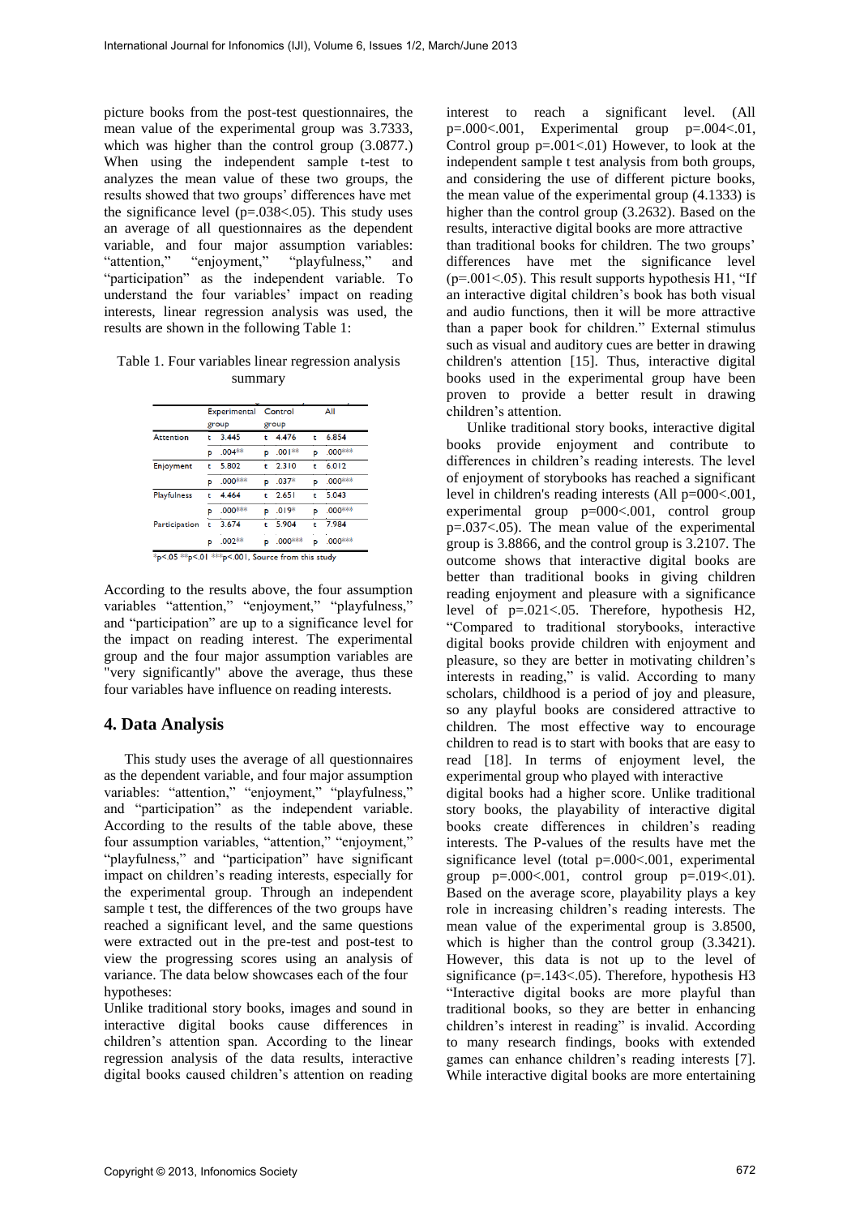picture books from the post-test questionnaires, the mean value of the experimental group was 3.7333, which was higher than the control group (3.0877.) When using the independent sample t-test to analyzes the mean value of these two groups, the results showed that two groups' differences have met the significance level ($p=.038<.05$). This study uses an average of all questionnaires as the dependent variable, and four major assumption variables: "attention," "enjoyment," "playfulness," and "participation" as the independent variable. To understand the four variables' impact on reading interests, linear regression analysis was used, the results are shown in the following Table 1:

Table 1. Four variables linear regression analysis summary

| | | Experimental group | | Control group | | All |
|---|---|---|---|---|---|---|
| Attention | t | 3.445 | t | 4.476 | t | 6.854 |
| | p | .004** | p | .001** | p | .000*** |
| Enjoyment | t | 5.802 | t | 2.310 | t | 6.012 |
| | p | .000*** | p | .037* | p | .000*** |
| Playfulness | t | 4.464 | t | 2.651 | t | 5.043 |
| | p | .000*** | p | .019* | p | .000*** |
| Participation | t | 3.674 | t | 5.904 | t | 7.984 |
| | p | .002** | p | .000*** | p | .000*** |

*p<.05 **p<.01 ***p<.001, Source from this study

According to the results above, the four assumption variables "attention," "enjoyment," "playfulness," and "participation" are up to a significance level for the impact on reading interest. The experimental group and the four major assumption variables are "very significantly" above the average, thus these four variables have influence on reading interests.

## 4. Data Analysis

This study uses the average of all questionnaires as the dependent variable, and four major assumption variables: "attention," "enjoyment," "playfulness," and "participation" as the independent variable. According to the results of the table above, these four assumption variables, "attention," "enjoyment," "playfulness," and "participation" have significant impact on children's reading interests, especially for the experimental group. Through an independent sample t test, the differences of the two groups have reached a significant level, and the same questions were extracted out in the pre-test and post-test to view the progressing scores using an analysis of variance. The data below showcases each of the four hypotheses:

Unlike traditional story books, images and sound in interactive digital books cause differences in children's attention span. According to the linear regression analysis of the data results, interactive digital books caused children's attention on reading interest to reach a significant level. (All $p=.000<.001$, Experimental group $p=.004<.01$, Control group $p=.001<.01$) However, to look at the independent sample t test analysis from both groups, and considering the use of different picture books, the mean value of the experimental group (4.1333) is higher than the control group (3.2632). Based on the results, interactive digital books are more attractive than traditional books for children. The two groups' differences have met the significance level ($p=.001<.05$). This result supports hypothesis H1, "If an interactive digital children's book has both visual and audio functions, then it will be more attractive than a paper book for children." External stimulus such as visual and auditory cues are better in drawing children's attention [15]. Thus, interactive digital books used in the experimental group have been proven to provide a better result in drawing children's attention.

Unlike traditional story books, interactive digital books provide enjoyment and contribute to differences in children's reading interests. The level of enjoyment of storybooks has reached a significant level in children's reading interests (All $p=000<.001$, experimental group $p=000<.001$, control group $p=.037<.05$). The mean value of the experimental group is 3.8866, and the control group is 3.2107. The outcome shows that interactive digital books are better than traditional books in giving children reading enjoyment and pleasure with a significance level of $p=.021<.05$. Therefore, hypothesis H2, "Compared to traditional storybooks, interactive digital books provide children with enjoyment and pleasure, so they are better in motivating children's interests in reading," is valid. According to many scholars, childhood is a period of joy and pleasure, so any playful books are considered attractive to children. The most effective way to encourage children to read is to start with books that are easy to read [18]. In terms of enjoyment level, the experimental group who played with interactive digital books had a higher score. Unlike traditional story books, the playability of interactive digital books create differences in children's reading interests. The P-values of the results have met the significance level (total $p=.000<.001$, experimental group $p=.000<.001$, control group $p=.019<.01$). Based on the average score, playability plays a key role in increasing children's reading interests. The mean value of the experimental group is 3.8500, which is higher than the control group (3.3421). However, this data is not up to the level of significance ($p=.143<.05$). Therefore, hypothesis H3 "Interactive digital books are more playful than traditional books, so they are better in enhancing children's interest in reading" is invalid. According to many research findings, books with extended games can enhance children's reading interests [7]. While interactive digital books are more entertaining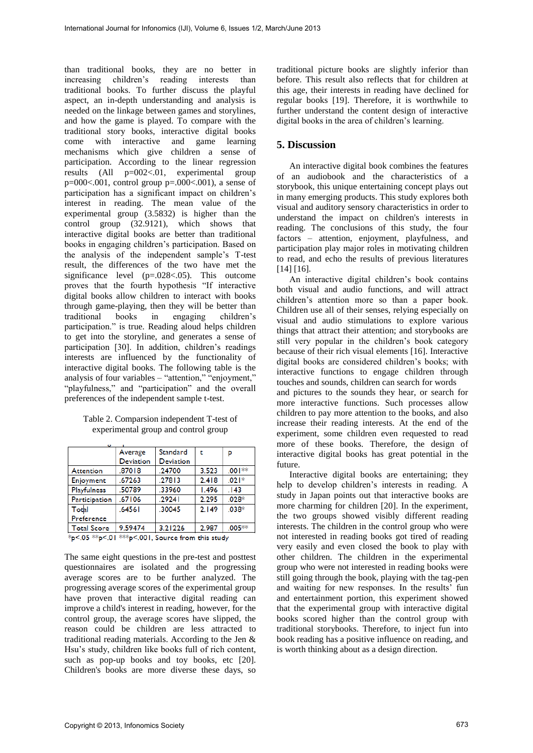than traditional books, they are no better in increasing children's reading interests than traditional books. To further discuss the playful aspect, an in-depth understanding and analysis is needed on the linkage between games and storylines, and how the game is played. To compare with the traditional story books, interactive digital books come with interactive and game learning mechanisms which give children a sense of participation. According to the linear regression results (All $p=002<.01$, experimental group $p=000<.001$, control group $p=.000<.001$), a sense of participation has a significant impact on children's interest in reading. The mean value of the experimental group (3.5832) is higher than the control group (32.9121), which shows that interactive digital books are better than traditional books in engaging children's participation. Based on the analysis of the independent sample's T-test result, the differences of the two have met the significance level ($p=.028<.05$). This outcome proves that the fourth hypothesis "If interactive digital books allow children to interact with books through game-playing, then they will be better than traditional books in engaging children's participation." is true. Reading aloud helps children to get into the storyline, and generates a sense of participation [30]. In addition, children's readings interests are influenced by the functionality of interactive digital books. The following table is the analysis of four variables – "attention," "enjoyment," "playfulness," and "participation" and the overall preferences of the independent sample t-test.

Table 2. Comparsion independent T-test of experimental group and control group

| | Average Deviation | Standard Deviation | t | p |
|---|---|---|---|---|
| Attention | .87018 | .24700 | 3.523 | .001** |
| Enjoyment | .67263 | .27813 | 2.418 | .021* |
| Playfulness | .50789 | .33960 | 1.496 | .143 |
| Participation | .67106 | .29241 | 2.295 | .028* |
| Total Preference | .64561 | .30045 | 2.149 | .038* |
| Total Score | 9.59474 | 3.21226 | 2.987 | .005** |

*p<.05 **p<.01 ***p<.001, Source from this study

The same eight questions in the pre-test and posttest questionnaires are isolated and the progressing average scores are to be further analyzed. The progressing average scores of the experimental group have proven that interactive digital reading can improve a child's interest in reading, however, for the control group, the average scores have slipped, the reason could be children are less attracted to traditional reading materials. According to the Jen & Hsu's study, children like books full of rich content, such as pop-up books and toy books, etc [20]. Children's books are more diverse these days, so traditional picture books are slightly inferior than before. This result also reflects that for children at this age, their interests in reading have declined for regular books [19]. Therefore, it is worthwhile to further understand the content design of interactive digital books in the area of children's learning.

## 5. Discussion

An interactive digital book combines the features of an audiobook and the characteristics of a storybook, this unique entertaining concept plays out in many emerging products. This study explores both visual and auditory sensory characteristics in order to understand the impact on children's interests in reading. The conclusions of this study, the four factors – attention, enjoyment, playfulness, and participation play major roles in motivating children to read, and echo the results of previous literatures [14] [16].

An interactive digital children's book contains both visual and audio functions, and will attract children's attention more so than a paper book. Children use all of their senses, relying especially on visual and audio stimulations to explore various things that attract their attention; and storybooks are still very popular in the children's book category because of their rich visual elements [16]. Interactive digital books are considered children's books; with interactive functions to engage children through touches and sounds, children can search for words and pictures to the sounds they hear, or search for more interactive functions. Such processes allow children to pay more attention to the books, and also increase their reading interests. At the end of the experiment, some children even requested to read more of these books. Therefore, the design of interactive digital books has great potential in the future.

Interactive digital books are entertaining; they help to develop children's interests in reading. A study in Japan points out that interactive books are more charming for children [20]. In the experiment, the two groups showed visibly different reading interests. The children in the control group who were not interested in reading books got tired of reading very easily and even closed the book to play with other children. The children in the experimental group who were not interested in reading books were still going through the book, playing with the tag-pen and waiting for new responses. In the results' fun and entertainment portion, this experiment showed that the experimental group with interactive digital books scored higher than the control group with traditional storybooks. Therefore, to inject fun into book reading has a positive influence on reading, and is worth thinking about as a design direction.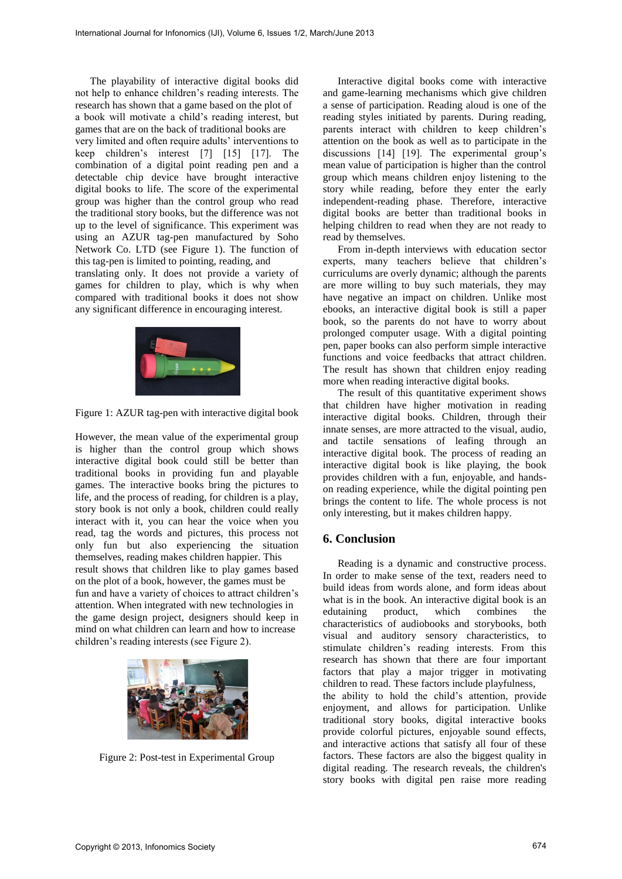The playability of interactive digital books did not help to enhance children's reading interests. The research has shown that a game based on the plot of a book will motivate a child's reading interest, but games that are on the back of traditional books are very limited and often require adults' interventions to keep children's interest [7] [15] [17]. The combination of a digital point reading pen and a detectable chip device have brought interactive digital books to life. The score of the experimental group was higher than the control group who read the traditional story books, but the difference was not up to the level of significance. This experiment was using an AZUR tag-pen manufactured by Soho Network Co. LTD (see Figure 1). The function of this tag-pen is limited to pointing, reading, and translating only. It does not provide a variety of games for children to play, which is why when compared with traditional books it does not show any significant difference in encouraging interest.

Figure 1: AZUR tag-pen with interactive digital book

However, the mean value of the experimental group is higher than the control group which shows interactive digital book could still be better than traditional books in providing fun and playable games. The interactive books bring the pictures to life, and the process of reading, for children is a play, story book is not only a book, children could really interact with it, you can hear the voice when you read, tag the words and pictures, this process not only fun but also experiencing the situation themselves, reading makes children happier. This result shows that children like to play games based on the plot of a book, however, the games must be fun and have a variety of choices to attract children's attention. When integrated with new technologies in the game design project, designers should keep in mind on what children can learn and how to increase children's reading interests (see Figure 2).

Figure 2: Post-test in Experimental Group

Interactive digital books come with interactive and game-learning mechanisms which give children a sense of participation. Reading aloud is one of the reading styles initiated by parents. During reading, parents interact with children to keep children's attention on the book as well as to participate in the discussions [14] [19]. The experimental group's mean value of participation is higher than the control group which means children enjoy listening to the story while reading, before they enter the early independent-reading phase. Therefore, interactive digital books are better than traditional books in helping children to read when they are not ready to read by themselves.

From in-depth interviews with education sector experts, many teachers believe that children's curriculums are overly dynamic; although the parents are more willing to buy such materials, they may have negative an impact on children. Unlike most ebooks, an interactive digital book is still a paper book, so the parents do not have to worry about prolonged computer usage. With a digital pointing pen, paper books can also perform simple interactive functions and voice feedbacks that attract children. The result has shown that children enjoy reading more when reading interactive digital books.

The result of this quantitative experiment shows that children have higher motivation in reading interactive digital books. Children, through their innate senses, are more attracted to the visual, audio, and tactile sensations of leafing through an interactive digital book. The process of reading an interactive digital book is like playing, the book provides children with a fun, enjoyable, and hands-on reading experience, while the digital pointing pen brings the content to life. The whole process is not only interesting, but it makes children happy.

## 6. Conclusion

Reading is a dynamic and constructive process. In order to make sense of the text, readers need to build ideas from words alone, and form ideas about what is in the book. An interactive digital book is an edutaining product, which combines the characteristics of audiobooks and storybooks, both visual and auditory sensory characteristics, to stimulate children's reading interests. From this research has shown that there are four important factors that play a major trigger in motivating children to read. These factors include playfulness, the ability to hold the child's attention, provide enjoyment, and allows for participation. Unlike traditional story books, digital interactive books provide colorful pictures, enjoyable sound effects, and interactive actions that satisfy all four of these factors. These factors are also the biggest quality in digital reading. The research reveals, the children's story books with digital pen raise more reading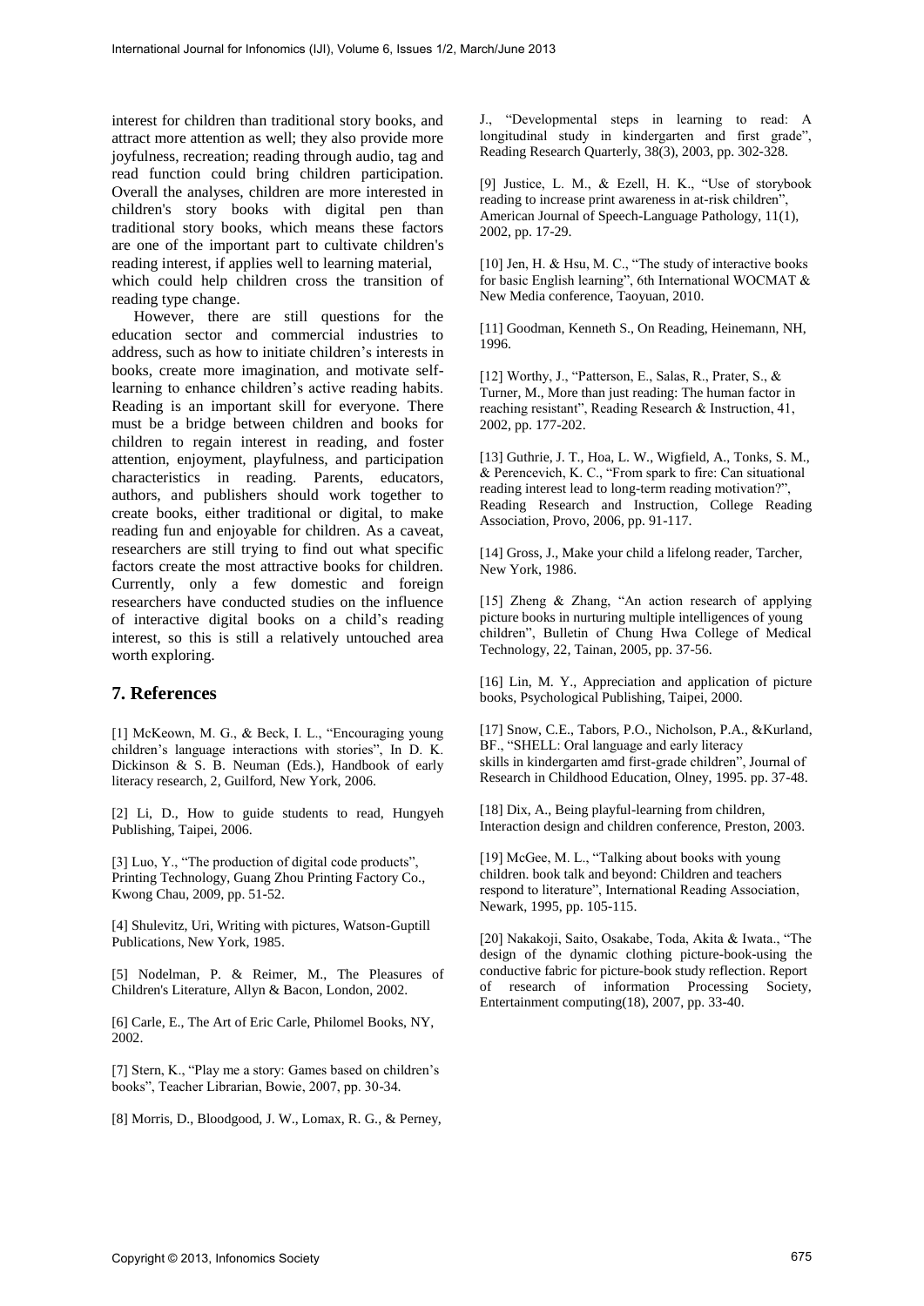interest for children than traditional story books, and attract more attention as well; they also provide more joyfulness, recreation; reading through audio, tag and read function could bring children participation. Overall the analyses, children are more interested in children's story books with digital pen than traditional story books, which means these factors are one of the important part to cultivate children's reading interest, if applies well to learning material, which could help children cross the transition of reading type change.

However, there are still questions for the education sector and commercial industries to address, such as how to initiate children's interests in books, create more imagination, and motivate self-learning to enhance children's active reading habits. Reading is an important skill for everyone. There must be a bridge between children and books for children to regain interest in reading, and foster attention, enjoyment, playfulness, and participation characteristics in reading. Parents, educators, authors, and publishers should work together to create books, either traditional or digital, to make reading fun and enjoyable for children. As a caveat, researchers are still trying to find out what specific factors create the most attractive books for children. Currently, only a few domestic and foreign researchers have conducted studies on the influence of interactive digital books on a child's reading interest, so this is still a relatively untouched area worth exploring.

## 7. References

[1] McKeown, M. G., & Beck, I. L., "Encouraging young children's language interactions with stories", In D. K. Dickinson & S. B. Neuman (Eds.), Handbook of early literacy research, 2, Guilford, New York, 2006.

[2] Li, D., How to guide students to read, Hungyeh Publishing, Taipei, 2006.

[3] Luo, Y., "The production of digital code products", Printing Technology, Guang Zhou Printing Factory Co., Kwong Chau, 2009, pp. 51-52.

[4] Shulevitz, Uri, Writing with pictures, Watson-Guptill Publications, New York, 1985.

[5] Nodelman, P. & Reimer, M., The Pleasures of Children's Literature, Allyn & Bacon, London, 2002.

[6] Carle, E., The Art of Eric Carle, Philomel Books, NY, 2002.

[7] Stern, K., "Play me a story: Games based on children's books", Teacher Librarian, Bowie, 2007, pp. 30-34.

[8] Morris, D., Bloodgood, J. W., Lomax, R. G., & Perney, J., "Developmental steps in learning to read: A longitudinal study in kindergarten and first grade", Reading Research Quarterly, 38(3), 2003, pp. 302-328.

[9] Justice, L. M., & Ezell, H. K., "Use of storybook reading to increase print awareness in at-risk children", American Journal of Speech-Language Pathology, 11(1), 2002, pp. 17-29.

[10] Jen, H. & Hsu, M. C., "The study of interactive books for basic English learning", 6th International WOCMAT & New Media conference, Taoyuan, 2010.

[11] Goodman, Kenneth S., On Reading, Heinemann, NH, 1996.

[12] Worthy, J., "Patterson, E., Salas, R., Prater, S., & Turner, M., More than just reading: The human factor in reaching resistant", Reading Research & Instruction, 41, 2002, pp. 177-202.

[13] Guthrie, J. T., Hoa, L. W., Wigfield, A., Tonks, S. M., & Perencevich, K. C., "From spark to fire: Can situational reading interest lead to long-term reading motivation?", Reading Research and Instruction, College Reading Association, Provo, 2006, pp. 91-117.

[14] Gross, J., Make your child a lifelong reader, Tarcher, New York, 1986.

[15] Zheng & Zhang, "An action research of applying picture books in nurturing multiple intelligences of young children", Bulletin of Chung Hwa College of Medical Technology, 22, Tainan, 2005, pp. 37-56.

[16] Lin, M. Y., Appreciation and application of picture books, Psychological Publishing, Taipei, 2000.

[17] Snow, C.E., Tabors, P.O., Nicholson, P.A., &Kurland, BF., "SHELL: Oral language and early literacy skills in kindergarten amd first-grade children", Journal of Research in Childhood Education, Olney, 1995. pp. 37-48.

[18] Dix, A., Being playful-learning from children, Interaction design and children conference, Preston, 2003.

[19] McGee, M. L., "Talking about books with young children. book talk and beyond: Children and teachers respond to literature", International Reading Association, Newark, 1995, pp. 105-115.

[20] Nakakoji, Saito, Osakabe, Toda, Akita & Iwata., "The design of the dynamic clothing picture-book-using the conductive fabric for picture-book study reflection. Report of research of information Processing Society, Entertainment computing(18), 2007, pp. 33-40.